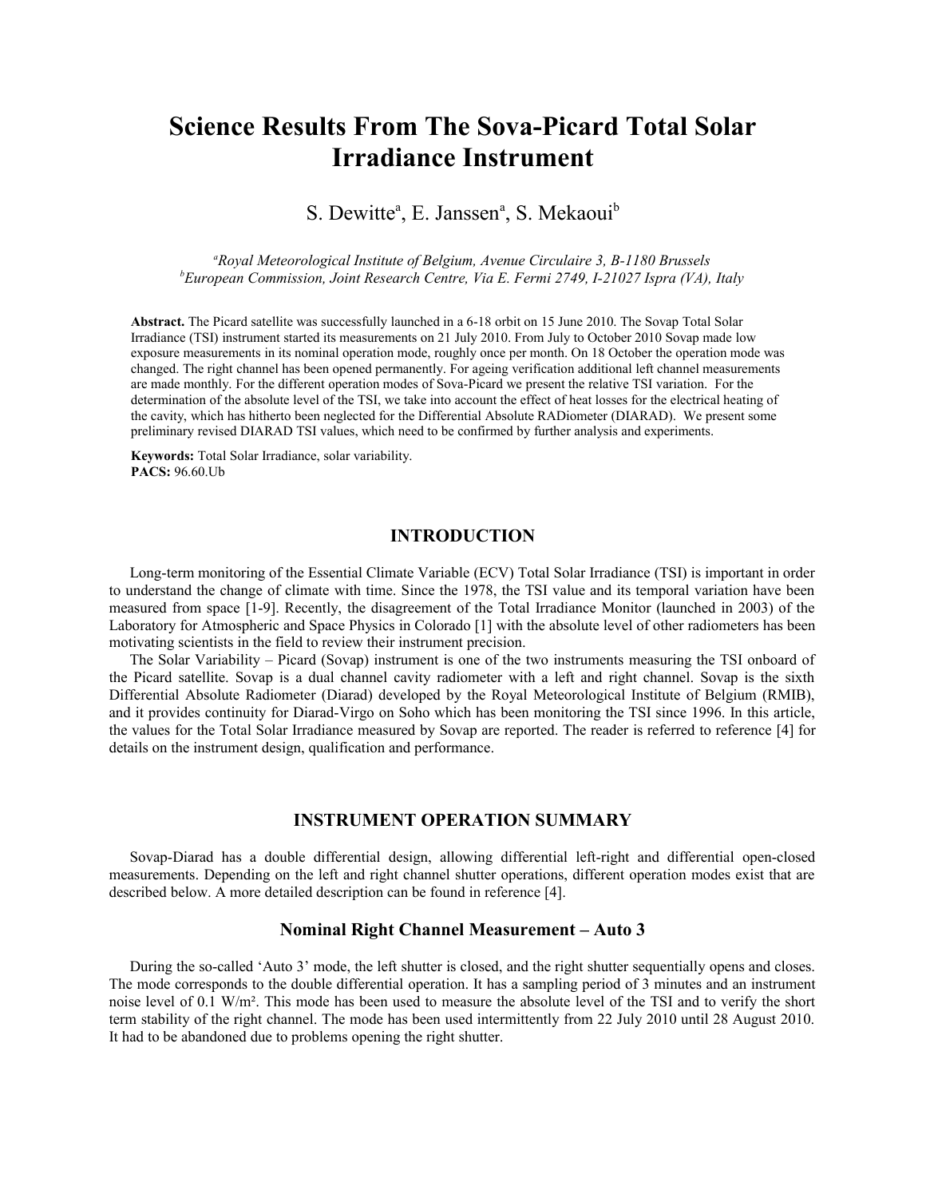# Science Results From The Sova-Picard Total Solar Irradiance Instrument

S. Dewitte[a], E. Janssen[a], S. Mekaoui[b]

[a]*Royal Meteorological Institute of Belgium, Avenue Circulaire 3, B-1180 Brussels*
[b]*European Commission, Joint Research Centre, Via E. Fermi 2749, I-21027 Ispra (VA), Italy*

**Abstract.** The Picard satellite was successfully launched in a 6-18 orbit on 15 June 2010. The Sovap Total Solar Irradiance (TSI) instrument started its measurements on 21 July 2010. From July to October 2010 Sovap made low exposure measurements in its nominal operation mode, roughly once per month. On 18 October the operation mode was changed. The right channel has been opened permanently. For ageing verification additional left channel measurements are made monthly. For the different operation modes of Sova-Picard we present the relative TSI variation. For the determination of the absolute level of the TSI, we take into account the effect of heat losses for the electrical heating of the cavity, which has hitherto been neglected for the Differential Absolute RADiometer (DIARAD). We present some preliminary revised DIARAD TSI values, which need to be confirmed by further analysis and experiments.

**Keywords:** Total Solar Irradiance, solar variability.
**PACS:** 96.60.Ub

## INTRODUCTION

Long-term monitoring of the Essential Climate Variable (ECV) Total Solar Irradiance (TSI) is important in order to understand the change of climate with time. Since the 1978, the TSI value and its temporal variation have been measured from space [1-9]. Recently, the disagreement of the Total Irradiance Monitor (launched in 2003) of the Laboratory for Atmospheric and Space Physics in Colorado [1] with the absolute level of other radiometers has been motivating scientists in the field to review their instrument precision.

The Solar Variability – Picard (Sovap) instrument is one of the two instruments measuring the TSI onboard of the Picard satellite. Sovap is a dual channel cavity radiometer with a left and right channel. Sovap is the sixth Differential Absolute Radiometer (Diarad) developed by the Royal Meteorological Institute of Belgium (RMIB), and it provides continuity for Diarad-Virgo on Soho which has been monitoring the TSI since 1996. In this article, the values for the Total Solar Irradiance measured by Sovap are reported. The reader is referred to reference [4] for details on the instrument design, qualification and performance.

## INSTRUMENT OPERATION SUMMARY

Sovap-Diarad has a double differential design, allowing differential left-right and differential open-closed measurements. Depending on the left and right channel shutter operations, different operation modes exist that are described below. A more detailed description can be found in reference [4].

### Nominal Right Channel Measurement – Auto 3

During the so-called 'Auto 3' mode, the left shutter is closed, and the right shutter sequentially opens and closes. The mode corresponds to the double differential operation. It has a sampling period of 3 minutes and an instrument noise level of 0.1 W/m². This mode has been used to measure the absolute level of the TSI and to verify the short term stability of the right channel. The mode has been used intermittently from 22 July 2010 until 28 August 2010. It had to be abandoned due to problems opening the right shutter.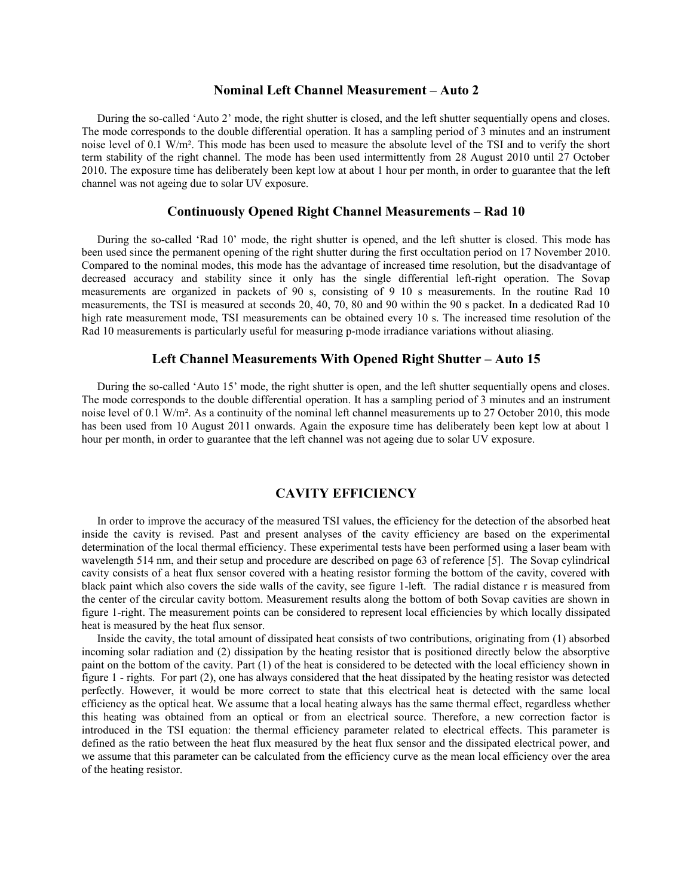### Nominal Left Channel Measurement – Auto 2

During the so-called 'Auto 2' mode, the right shutter is closed, and the left shutter sequentially opens and closes. The mode corresponds to the double differential operation. It has a sampling period of 3 minutes and an instrument noise level of 0.1 W/m². This mode has been used to measure the absolute level of the TSI and to verify the short term stability of the right channel. The mode has been used intermittently from 28 August 2010 until 27 October 2010. The exposure time has deliberately been kept low at about 1 hour per month, in order to guarantee that the left channel was not ageing due to solar UV exposure.

### Continuously Opened Right Channel Measurements – Rad 10

During the so-called 'Rad 10' mode, the right shutter is opened, and the left shutter is closed. This mode has been used since the permanent opening of the right shutter during the first occultation period on 17 November 2010. Compared to the nominal modes, this mode has the advantage of increased time resolution, but the disadvantage of decreased accuracy and stability since it only has the single differential left-right operation. The Sovap measurements are organized in packets of 90 s, consisting of 9 10 s measurements. In the routine Rad 10 measurements, the TSI is measured at seconds 20, 40, 70, 80 and 90 within the 90 s packet. In a dedicated Rad 10 high rate measurement mode, TSI measurements can be obtained every 10 s. The increased time resolution of the Rad 10 measurements is particularly useful for measuring p-mode irradiance variations without aliasing.

### Left Channel Measurements With Opened Right Shutter – Auto 15

During the so-called 'Auto 15' mode, the right shutter is open, and the left shutter sequentially opens and closes. The mode corresponds to the double differential operation. It has a sampling period of 3 minutes and an instrument noise level of 0.1 W/m². As a continuity of the nominal left channel measurements up to 27 October 2010, this mode has been used from 10 August 2011 onwards. Again the exposure time has deliberately been kept low at about 1 hour per month, in order to guarantee that the left channel was not ageing due to solar UV exposure.

## CAVITY EFFICIENCY

In order to improve the accuracy of the measured TSI values, the efficiency for the detection of the absorbed heat inside the cavity is revised. Past and present analyses of the cavity efficiency are based on the experimental determination of the local thermal efficiency. These experimental tests have been performed using a laser beam with wavelength 514 nm, and their setup and procedure are described on page 63 of reference [5]. The Sovap cylindrical cavity consists of a heat flux sensor covered with a heating resistor forming the bottom of the cavity, covered with black paint which also covers the side walls of the cavity, see figure 1-left. The radial distance r is measured from the center of the circular cavity bottom. Measurement results along the bottom of both Sovap cavities are shown in figure 1-right. The measurement points can be considered to represent local efficiencies by which locally dissipated heat is measured by the heat flux sensor.

Inside the cavity, the total amount of dissipated heat consists of two contributions, originating from (1) absorbed incoming solar radiation and (2) dissipation by the heating resistor that is positioned directly below the absorptive paint on the bottom of the cavity. Part (1) of the heat is considered to be detected with the local efficiency shown in figure 1 - rights. For part (2), one has always considered that the heat dissipated by the heating resistor was detected perfectly. However, it would be more correct to state that this electrical heat is detected with the same local efficiency as the optical heat. We assume that a local heating always has the same thermal effect, regardless whether this heating was obtained from an optical or from an electrical source. Therefore, a new correction factor is introduced in the TSI equation: the thermal efficiency parameter related to electrical effects. This parameter is defined as the ratio between the heat flux measured by the heat flux sensor and the dissipated electrical power, and we assume that this parameter can be calculated from the efficiency curve as the mean local efficiency over the area of the heating resistor.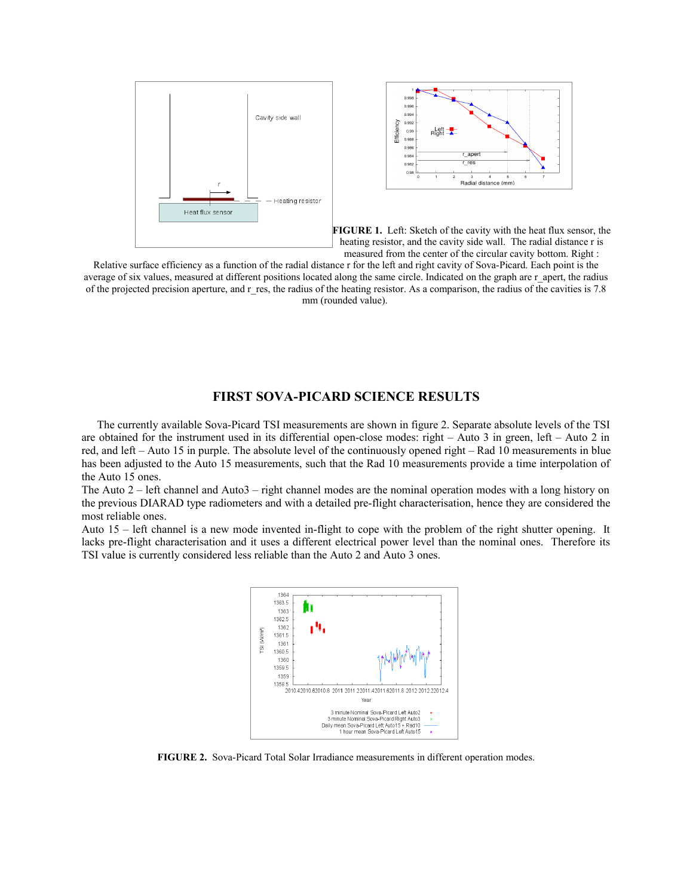**FIGURE 1.** Left: Sketch of the cavity with the heat flux sensor, the heating resistor, and the cavity side wall. The radial distance r is measured from the center of the circular cavity bottom. Right : Relative surface efficiency as a function of the radial distance r for the left and right cavity of Sova-Picard. Each point is the average of six values, measured at different positions located along the same circle. Indicated on the graph are r_apert, the radius of the projected precision aperture, and r_res, the radius of the heating resistor. As a comparison, the radius of the cavities is 7.8 mm (rounded value).

## FIRST SOVA-PICARD SCIENCE RESULTS

The currently available Sova-Picard TSI measurements are shown in figure 2. Separate absolute levels of the TSI are obtained for the instrument used in its differential open-close modes: right – Auto 3 in green, left – Auto 2 in red, and left – Auto 15 in purple. The absolute level of the continuously opened right – Rad 10 measurements in blue has been adjusted to the Auto 15 measurements, such that the Rad 10 measurements provide a time interpolation of the Auto 15 ones.

The Auto 2 – left channel and Auto3 – right channel modes are the nominal operation modes with a long history on the previous DIARAD type radiometers and with a detailed pre-flight characterisation, hence they are considered the most reliable ones.

Auto 15 – left channel is a new mode invented in-flight to cope with the problem of the right shutter opening. It lacks pre-flight characterisation and it uses a different electrical power level than the nominal ones. Therefore its TSI value is currently considered less reliable than the Auto 2 and Auto 3 ones.

**FIGURE 2.** Sova-Picard Total Solar Irradiance measurements in different operation modes.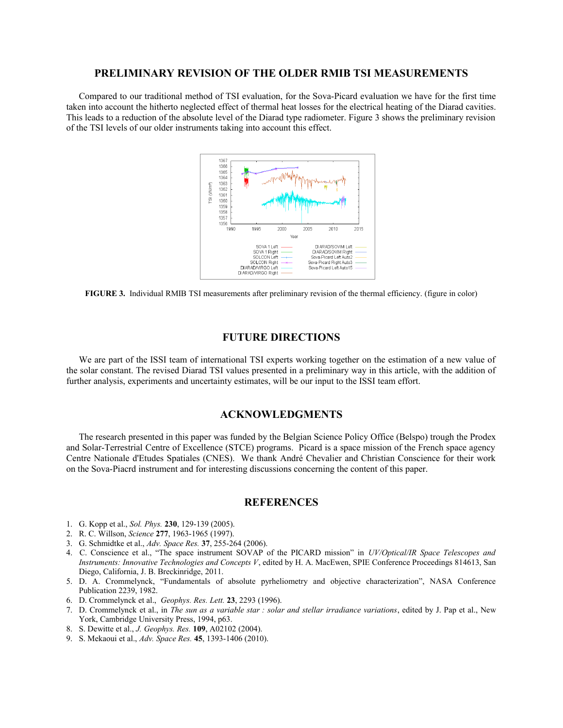## PRELIMINARY REVISION OF THE OLDER RMIB TSI MEASUREMENTS

Compared to our traditional method of TSI evaluation, for the Sova-Picard evaluation we have for the first time taken into account the hitherto neglected effect of thermal heat losses for the electrical heating of the Diarad cavities. This leads to a reduction of the absolute level of the Diarad type radiometer. Figure 3 shows the preliminary revision of the TSI levels of our older instruments taking into account this effect.

TSI (W/m²)
1367
1366
1365
1364
1363
1362
1361
1360
1359
1358
1357
1356
1990 1995 2000 2005 2010 2015
Year

SOVA 1 Left
SOVA 1 Right
SOLCON Left
SOLCON Right
DIARAD/VIRGO Left
DIARAD/VIRGO Right
DIARAD/SOVIM Left
DIARAD/SOVIM Right
Sova-Picard Left Auto2
Sova-Picard Right Auto3
Sova-Picard Left Auto15

**FIGURE 3.** Individual RMIB TSI measurements after preliminary revision of the thermal efficiency. (figure in color)

## FUTURE DIRECTIONS

We are part of the ISSI team of international TSI experts working together on the estimation of a new value of the solar constant. The revised Diarad TSI values presented in a preliminary way in this article, with the addition of further analysis, experiments and uncertainty estimates, will be our input to the ISSI team effort.

## ACKNOWLEDGMENTS

The research presented in this paper was funded by the Belgian Science Policy Office (Belspo) trough the Prodex and Solar-Terrestrial Centre of Excellence (STCE) programs. Picard is a space mission of the French space agency Centre Nationale d'Etudes Spatiales (CNES). We thank André Chevalier and Christian Conscience for their work on the Sova-Piacrd instrument and for interesting discussions concerning the content of this paper.

## REFERENCES

1. G. Kopp et al., *Sol. Phys.* **230**, 129-139 (2005).
2. R. C. Willson, *Science* **277**, 1963-1965 (1997).
3. G. Schmidtke et al., *Adv. Space Res.* **37**, 255-264 (2006).
4. C. Conscience et al., "The space instrument SOVAP of the PICARD mission" in *UV/Optical/IR Space Telescopes and Instruments: Innovative Technologies and Concepts V*, edited by H. A. MacEwen, SPIE Conference Proceedings 814613, San Diego, California, J. B. Breckinridge, 2011.
5. D. A. Crommelynck, "Fundamentals of absolute pyrheliometry and objective characterization", NASA Conference Publication 2239, 1982.
6. D. Crommelynck et al., *Geophys. Res. Lett.* **23**, 2293 (1996).
7. D. Crommelynck et al., in *The sun as a variable star : solar and stellar irradiance variations*, edited by J. Pap et al., New York, Cambridge University Press, 1994, p63.
8. S. Dewitte et al., *J. Geophys. Res.* **109**, A02102 (2004).
9. S. Mekaoui et al., *Adv. Space Res.* **45**, 1393-1406 (2010).